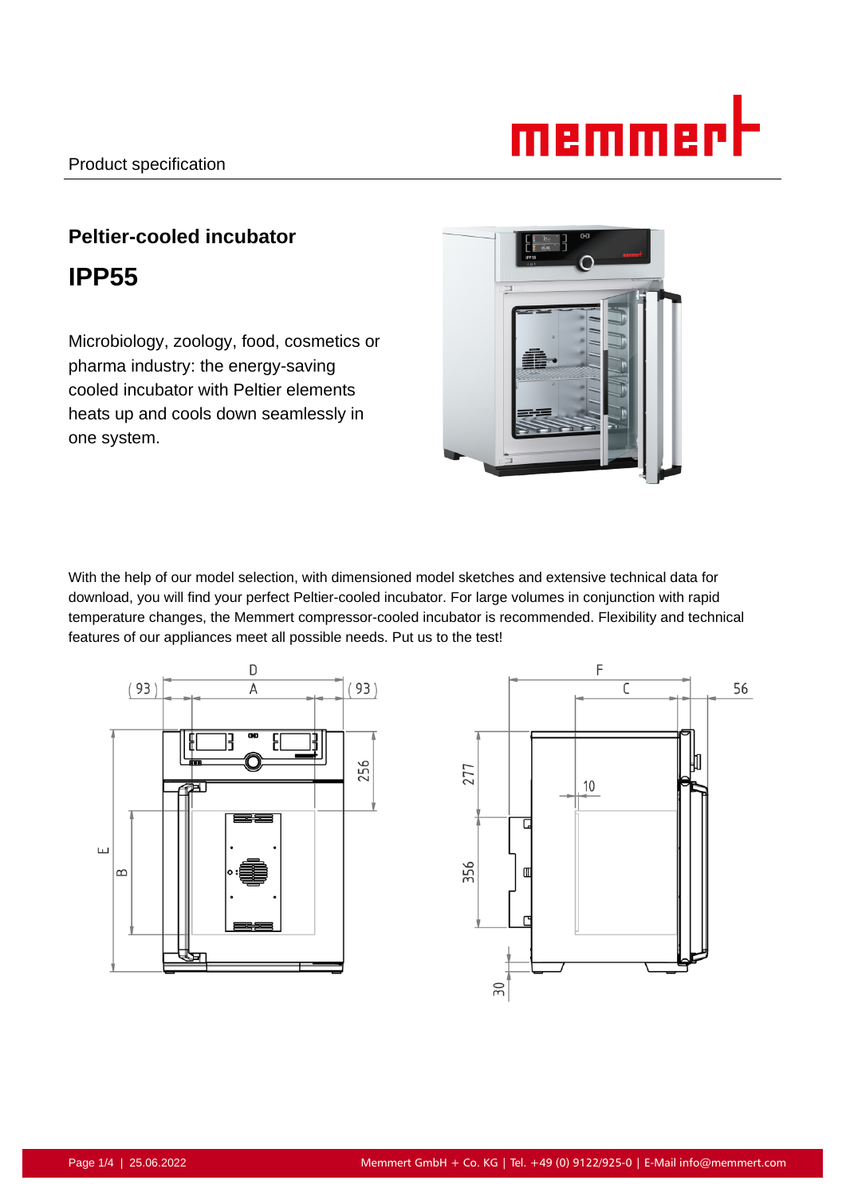Product specification

## Peltier-cooled incubator

# IPP55

Microbiology, zoology, food, cosmetics or pharma industry: the energy-saving cooled incubator with Peltier elements heats up and cools down seamlessly in one system.

With the help of our model selection, with dimensioned model sketches and extensive technical data for download, you will find your perfect Peltier-cooled incubator. For large volumes in conjunction with rapid temperature changes, the Memmert compressor-cooled incubator is recommended. Flexibility and technical features of our appliances meet all possible needs. Put us to the test!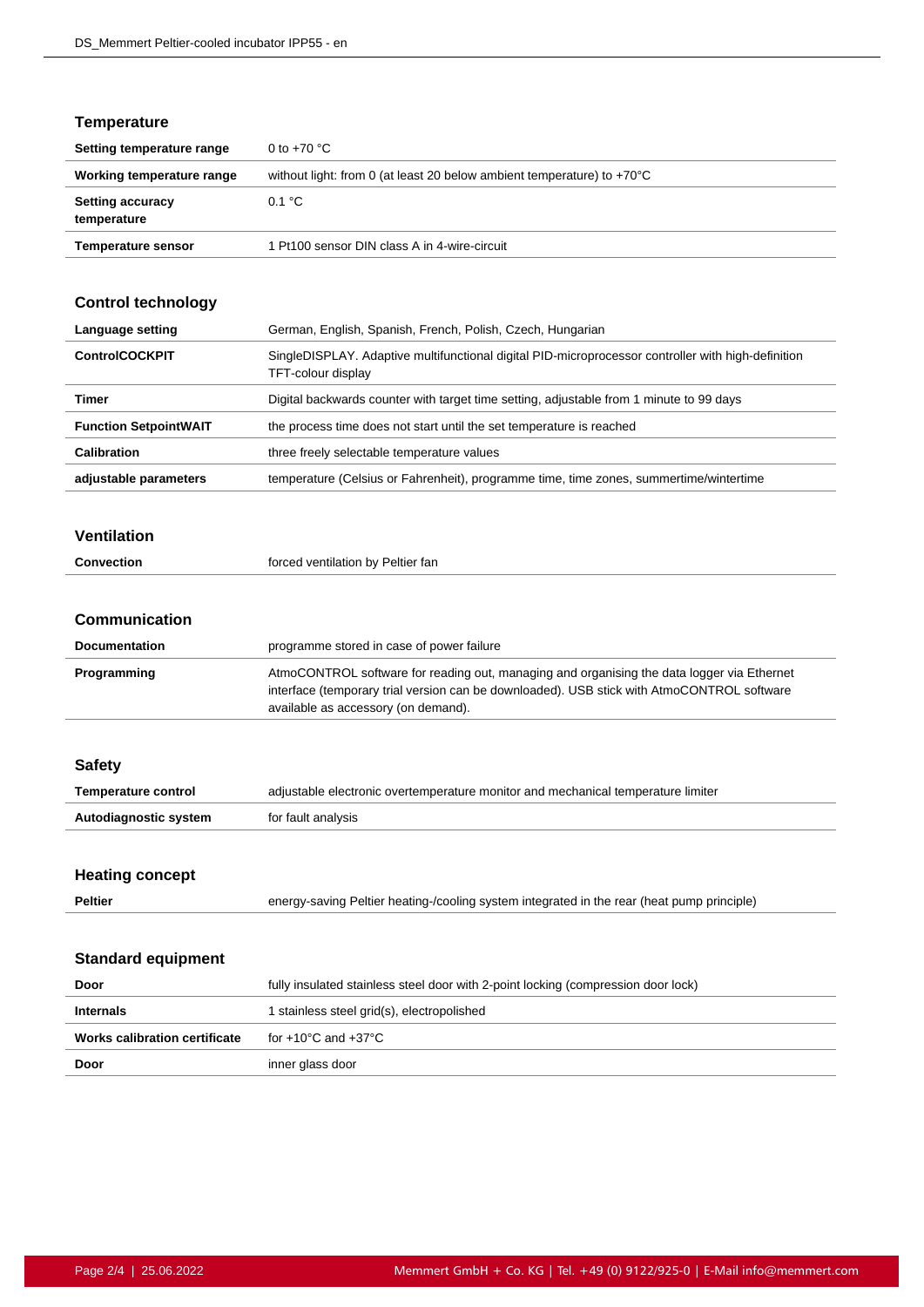## Temperature

| | |
|---|---|
| **Setting temperature range** | 0 to +70 °C |
| **Working temperature range** | without light: from 0 (at least 20 below ambient temperature) to +70°C |
| **Setting accuracy temperature** | 0.1 °C |
| **Temperature sensor** | 1 Pt100 sensor DIN class A in 4-wire-circuit |

## Control technology

| | |
|---|---|
| **Language setting** | German, English, Spanish, French, Polish, Czech, Hungarian |
| **ControlCOCKPIT** | SingleDISPLAY. Adaptive multifunctional digital PID-microprocessor controller with high-definition TFT-colour display |
| **Timer** | Digital backwards counter with target time setting, adjustable from 1 minute to 99 days |
| **Function SetpointWAIT** | the process time does not start until the set temperature is reached |
| **Calibration** | three freely selectable temperature values |
| **adjustable parameters** | temperature (Celsius or Fahrenheit), programme time, time zones, summertime/wintertime |

## Ventilation

| | |
|---|---|
| **Convection** | forced ventilation by Peltier fan |

## Communication

| | |
|---|---|
| **Documentation** | programme stored in case of power failure |
| **Programming** | AtmoCONTROL software for reading out, managing and organising the data logger via Ethernet interface (temporary trial version can be downloaded). USB stick with AtmoCONTROL software available as accessory (on demand). |

## Safety

| | |
|---|---|
| **Temperature control** | adjustable electronic overtemperature monitor and mechanical temperature limiter |
| **Autodiagnostic system** | for fault analysis |

## Heating concept

| | |
|---|---|
| **Peltier** | energy-saving Peltier heating-/cooling system integrated in the rear (heat pump principle) |

## Standard equipment

| | |
|---|---|
| **Door** | fully insulated stainless steel door with 2-point locking (compression door lock) |
| **Internals** | 1 stainless steel grid(s), electropolished |
| **Works calibration certificate** | for +10°C and +37°C |
| **Door** | inner glass door |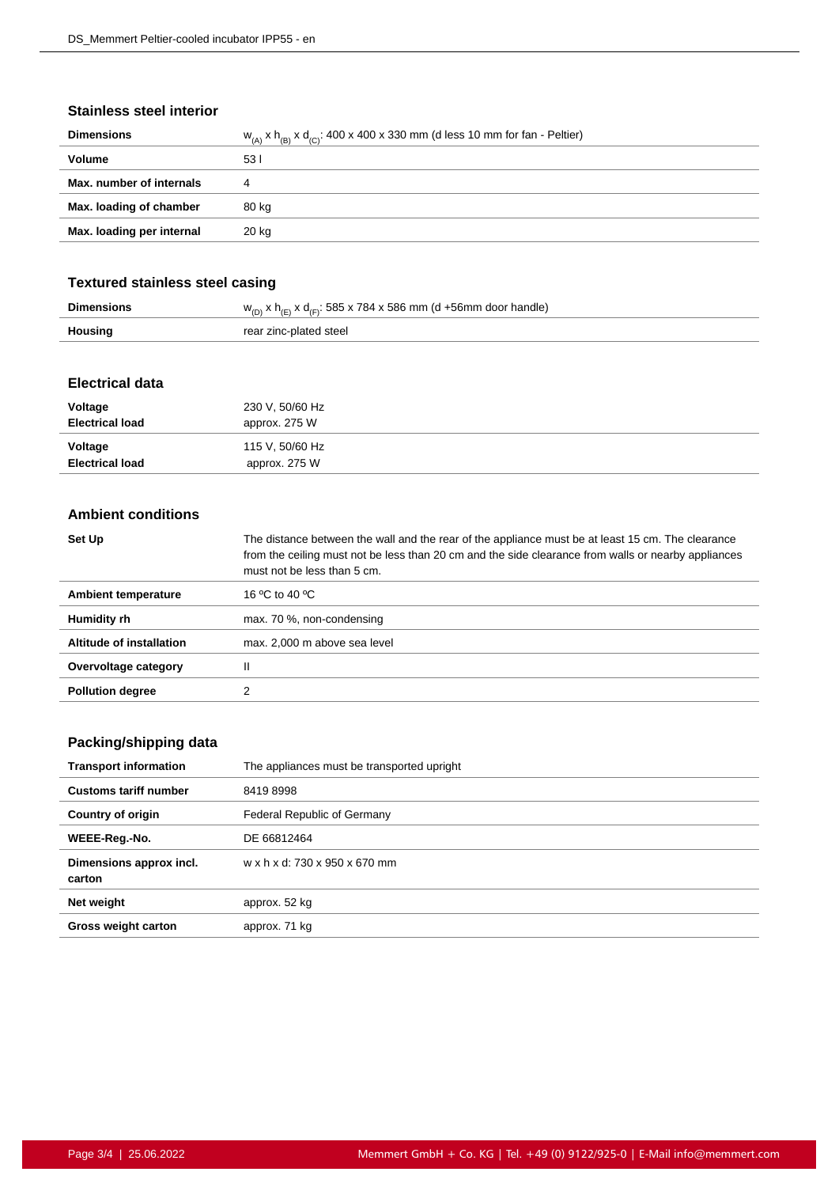## Stainless steel interior

| | |
|---|---|
| **Dimensions** | $w_{(A)}$ x $h_{(B)}$ x $d_{(C)}$: 400 x 400 x 330 mm (d less 10 mm for fan - Peltier) |
| **Volume** | 53 l |
| **Max. number of internals** | 4 |
| **Max. loading of chamber** | 80 kg |
| **Max. loading per internal** | 20 kg |

## Textured stainless steel casing

| | |
|---|---|
| **Dimensions** | $w_{(D)}$ x $h_{(E)}$ x $d_{(F)}$: 585 x 784 x 586 mm (d +56mm door handle) |
| **Housing** | rear zinc-plated steel |

## Electrical data

| | |
|---|---|
| **Voltage**<br>**Electrical load** | 230 V, 50/60 Hz<br>approx. 275 W |
| **Voltage**<br>**Electrical load** | 115 V, 50/60 Hz<br>approx. 275 W |

## Ambient conditions

| | |
|---|---|
| **Set Up** | The distance between the wall and the rear of the appliance must be at least 15 cm. The clearance from the ceiling must not be less than 20 cm and the side clearance from walls or nearby appliances must not be less than 5 cm. |
| **Ambient temperature** | 16 ºC to 40 ºC |
| **Humidity rh** | max. 70 %, non-condensing |
| **Altitude of installation** | max. 2,000 m above sea level |
| **Overvoltage category** | II |
| **Pollution degree** | 2 |

## Packing/shipping data

| | |
|---|---|
| **Transport information** | The appliances must be transported upright |
| **Customs tariff number** | 8419 8998 |
| **Country of origin** | Federal Republic of Germany |
| **WEEE-Reg.-No.** | DE 66812464 |
| **Dimensions approx incl. carton** | w x h x d: 730 x 950 x 670 mm |
| **Net weight** | approx. 52 kg |
| **Gross weight carton** | approx. 71 kg |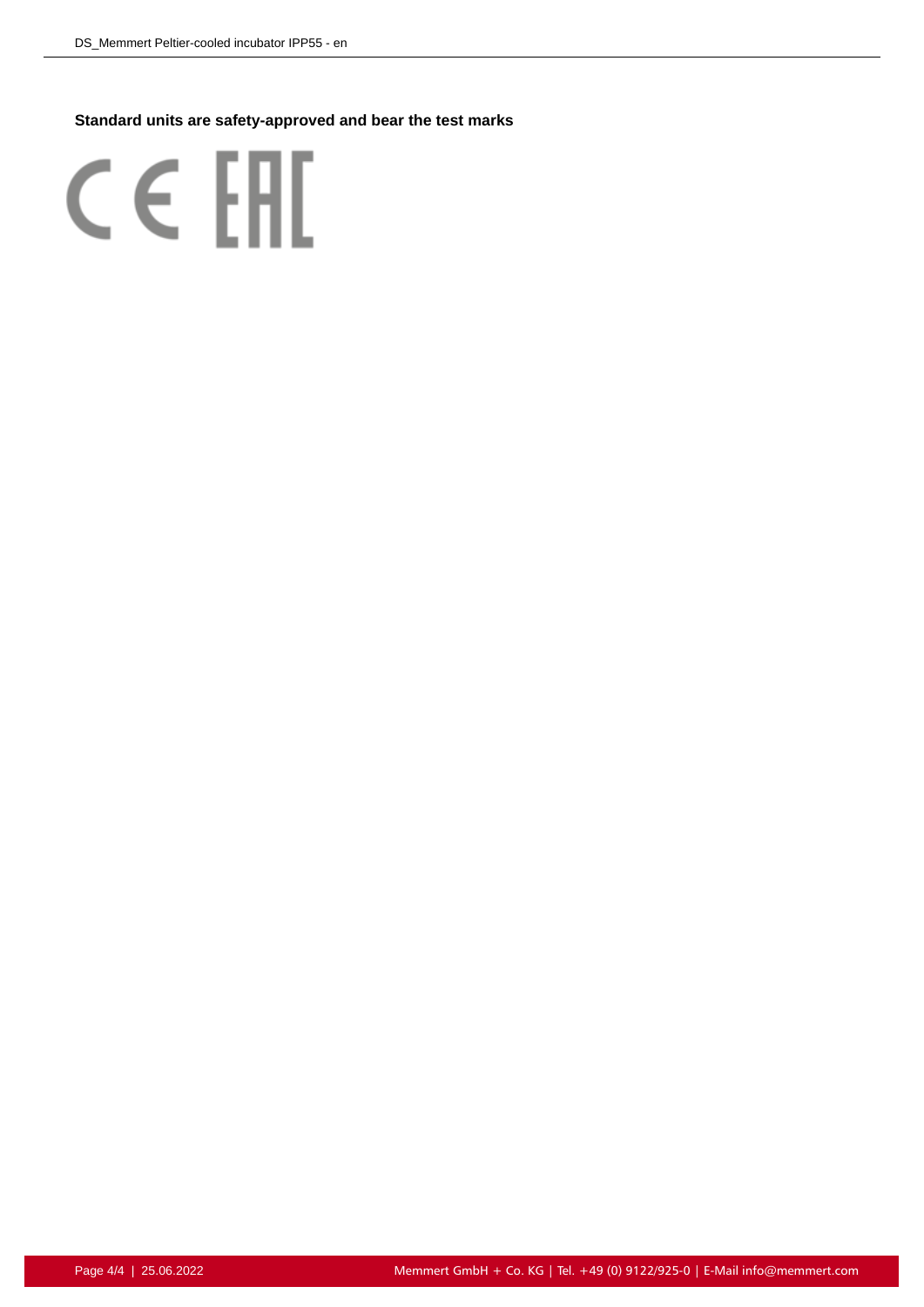**Standard units are safety-approved and bear the test marks**

CE EAC